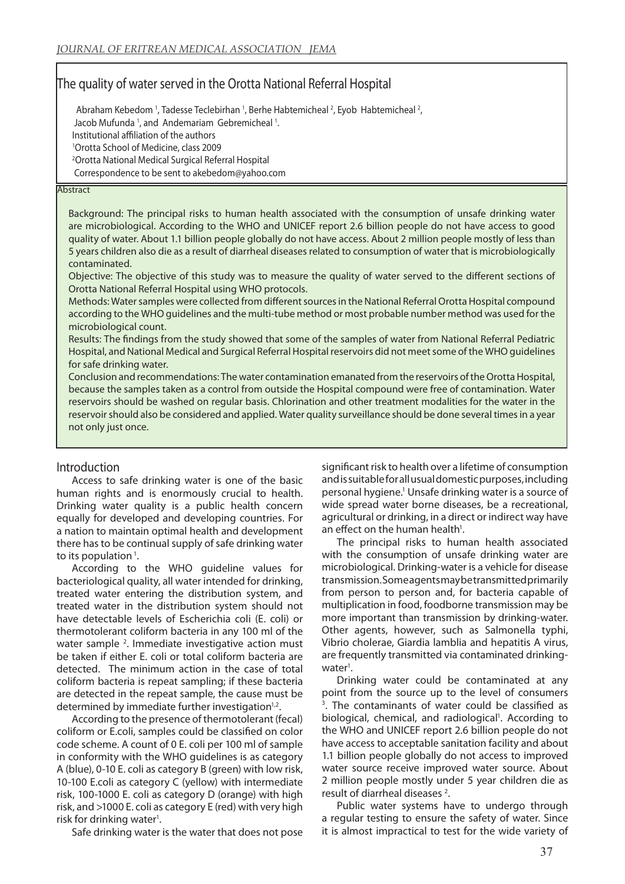# The quality of water served in the Orotta National Referral Hospital

Abraham Kebedom [1], Tadesse Teclebirhan [1], Berhe Habtemicheal [2], Eyob Habtemicheal [2], Jacob Mufunda [1], and Andemariam Gebremicheal [1].

Institutional affiliation of the authors

[1]Orotta School of Medicine, class 2009

[2]Orotta National Medical Surgical Referral Hospital

Correspondence to be sent to akebedom@yahoo.com

## Abstract

Background: The principal risks to human health associated with the consumption of unsafe drinking water are microbiological. According to the WHO and UNICEF report 2.6 billion people do not have access to good quality of water. About 1.1 billion people globally do not have access. About 2 million people mostly of less than 5 years children also die as a result of diarrheal diseases related to consumption of water that is microbiologically contaminated.

Objective: The objective of this study was to measure the quality of water served to the different sections of Orotta National Referral Hospital using WHO protocols.

Methods: Water samples were collected from different sources in the National Referral Orotta Hospital compound according to the WHO guidelines and the multi-tube method or most probable number method was used for the microbiological count.

Results: The findings from the study showed that some of the samples of water from National Referral Pediatric Hospital, and National Medical and Surgical Referral Hospital reservoirs did not meet some of the WHO guidelines for safe drinking water.

Conclusion and recommendations: The water contamination emanated from the reservoirs of the Orotta Hospital, because the samples taken as a control from outside the Hospital compound were free of contamination. Water reservoirs should be washed on regular basis. Chlorination and other treatment modalities for the water in the reservoir should also be considered and applied. Water quality surveillance should be done several times in a year not only just once.

## Introduction

Access to safe drinking water is one of the basic human rights and is enormously crucial to health. Drinking water quality is a public health concern equally for developed and developing countries. For a nation to maintain optimal health and development there has to be continual supply of safe drinking water to its population [1].

According to the WHO guideline values for bacteriological quality, all water intended for drinking, treated water entering the distribution system, and treated water in the distribution system should not have detectable levels of Escherichia coli (E. coli) or thermotolerant coliform bacteria in any 100 ml of the water sample [2]. Immediate investigative action must be taken if either E. coli or total coliform bacteria are detected. The minimum action in the case of total coliform bacteria is repeat sampling; if these bacteria are detected in the repeat sample, the cause must be determined by immediate further investigation[1,2].

According to the presence of thermotolerant (fecal) coliform or E.coli, samples could be classified on color code scheme. A count of 0 E. coli per 100 ml of sample in conformity with the WHO guidelines is as category A (blue), 0-10 E. coli as category B (green) with low risk, 10-100 E.coli as category C (yellow) with intermediate risk, 100-1000 E. coli as category D (orange) with high risk, and >1000 E. coli as category E (red) with very high risk for drinking water[1].

Safe drinking water is the water that does not pose significant risk to health over a lifetime of consumption and is suitable for all usual domestic purposes, including personal hygiene.[1] Unsafe drinking water is a source of wide spread water borne diseases, be a recreational, agricultural or drinking, in a direct or indirect way have an effect on the human health[1].

The principal risks to human health associated with the consumption of unsafe drinking water are microbiological. Drinking-water is a vehicle for disease transmission. Some agents may be transmitted primarily from person to person and, for bacteria capable of multiplication in food, foodborne transmission may be more important than transmission by drinking-water. Other agents, however, such as Salmonella typhi, Vibrio cholerae, Giardia lamblia and hepatitis A virus, are frequently transmitted via contaminated drinking-water[1].

Drinking water could be contaminated at any point from the source up to the level of consumers [3]. The contaminants of water could be classified as biological, chemical, and radiological[1]. According to the WHO and UNICEF report 2.6 billion people do not have access to acceptable sanitation facility and about 1.1 billion people globally do not access to improved water source receive improved water source. About 2 million people mostly under 5 year children die as result of diarrheal diseases [2].

Public water systems have to undergo through a regular testing to ensure the safety of water. Since it is almost impractical to test for the wide variety of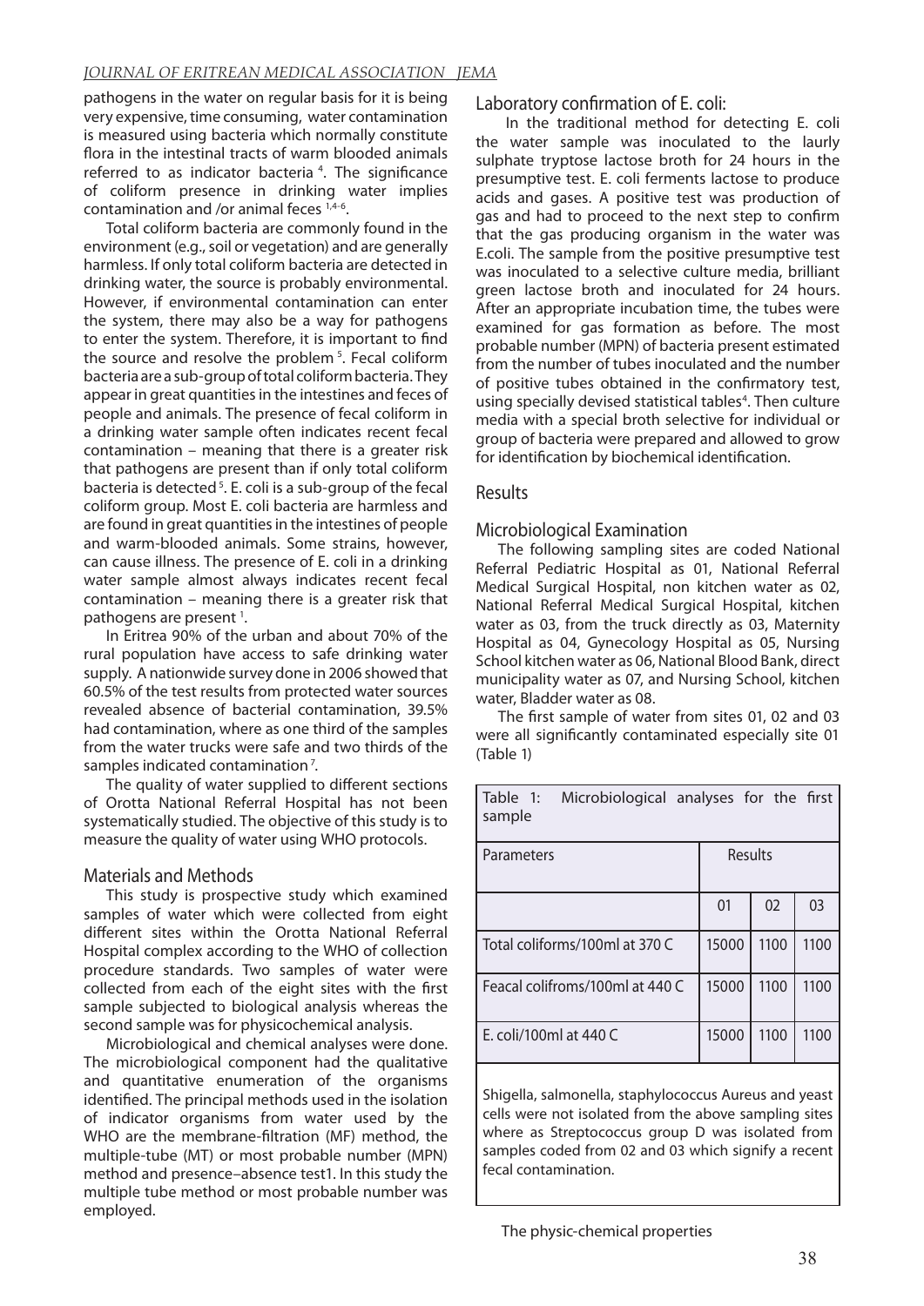pathogens in the water on regular basis for it is being very expensive, time consuming, water contamination is measured using bacteria which normally constitute flora in the intestinal tracts of warm blooded animals referred to as indicator bacteria [4]. The significance of coliform presence in drinking water implies contamination and /or animal feces [1,4-6].

Total coliform bacteria are commonly found in the environment (e.g., soil or vegetation) and are generally harmless. If only total coliform bacteria are detected in drinking water, the source is probably environmental. However, if environmental contamination can enter the system, there may also be a way for pathogens to enter the system. Therefore, it is important to find the source and resolve the problem [5]. Fecal coliform bacteria are a sub-group of total coliform bacteria. They appear in great quantities in the intestines and feces of people and animals. The presence of fecal coliform in a drinking water sample often indicates recent fecal contamination – meaning that there is a greater risk that pathogens are present than if only total coliform bacteria is detected [5]. E. coli is a sub-group of the fecal coliform group. Most E. coli bacteria are harmless and are found in great quantities in the intestines of people and warm-blooded animals. Some strains, however, can cause illness. The presence of E. coli in a drinking water sample almost always indicates recent fecal contamination – meaning there is a greater risk that pathogens are present [1].

In Eritrea 90% of the urban and about 70% of the rural population have access to safe drinking water supply. A nationwide survey done in 2006 showed that 60.5% of the test results from protected water sources revealed absence of bacterial contamination, 39.5% had contamination, where as one third of the samples from the water trucks were safe and two thirds of the samples indicated contamination [7].

The quality of water supplied to different sections of Orotta National Referral Hospital has not been systematically studied. The objective of this study is to measure the quality of water using WHO protocols.

## Materials and Methods

This study is prospective study which examined samples of water which were collected from eight different sites within the Orotta National Referral Hospital complex according to the WHO of collection procedure standards. Two samples of water were collected from each of the eight sites with the first sample subjected to biological analysis whereas the second sample was for physicochemical analysis.

Microbiological and chemical analyses were done. The microbiological component had the qualitative and quantitative enumeration of the organisms identified. The principal methods used in the isolation of indicator organisms from water used by the WHO are the membrane-filtration (MF) method, the multiple-tube (MT) or most probable number (MPN) method and presence–absence test1. In this study the multiple tube method or most probable number was employed.

### Laboratory confirmation of E. coli:

In the traditional method for detecting E. coli the water sample was inoculated to the laurly sulphate tryptose lactose broth for 24 hours in the presumptive test. E. coli ferments lactose to produce acids and gases. A positive test was production of gas and had to proceed to the next step to confirm that the gas producing organism in the water was E.coli. The sample from the positive presumptive test was inoculated to a selective culture media, brilliant green lactose broth and inoculated for 24 hours. After an appropriate incubation time, the tubes were examined for gas formation as before. The most probable number (MPN) of bacteria present estimated from the number of tubes inoculated and the number of positive tubes obtained in the confirmatory test, using specially devised statistical tables[4]. Then culture media with a special broth selective for individual or group of bacteria were prepared and allowed to grow for identification by biochemical identification.

## Results

### Microbiological Examination

The following sampling sites are coded National Referral Pediatric Hospital as 01, National Referral Medical Surgical Hospital, non kitchen water as 02, National Referral Medical Surgical Hospital, kitchen water as 03, from the truck directly as 03, Maternity Hospital as 04, Gynecology Hospital as 05, Nursing School kitchen water as 06, National Blood Bank, direct municipality water as 07, and Nursing School, kitchen water, Bladder water as 08.

The first sample of water from sites 01, 02 and 03 were all significantly contaminated especially site 01 (Table 1)

Table 1: Microbiological analyses for the first sample

| Parameters | Results | | |
|---|---|---|---|
| | 01 | 02 | 03 |
| Total coliforms/100ml at 370 C | 15000 | 1100 | 1100 |
| Feacal colifroms/100ml at 440 C | 15000 | 1100 | 1100 |
| E. coli/100ml at 440 C | 15000 | 1100 | 1100 |

Shigella, salmonella, staphylococcus Aureus and yeast cells were not isolated from the above sampling sites where as Streptococcus group D was isolated from samples coded from 02 and 03 which signify a recent fecal contamination.

The physic-chemical properties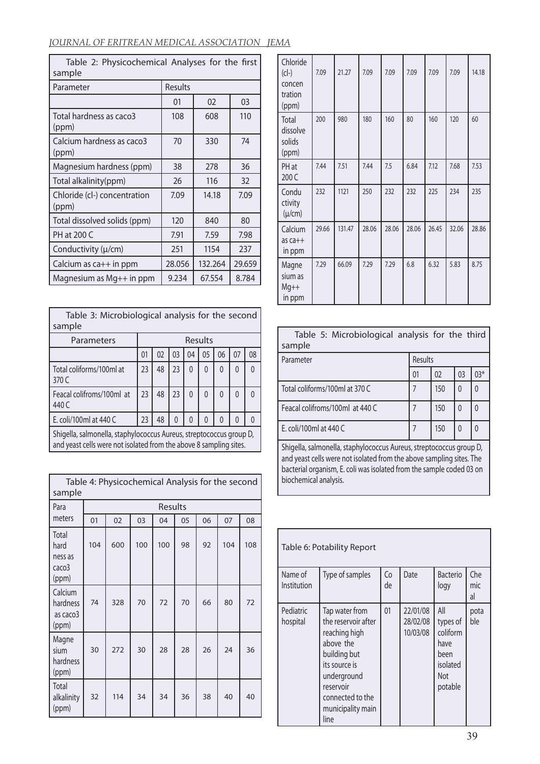Table 2: Physicochemical Analyses for the first sample

| Parameter | Results | | |
|---|---|---|---|
| | 01 | 02 | 03 |
| Total hardness as caco3 (ppm) | 108 | 608 | 110 |
| Calcium hardness as caco3 (ppm) | 70 | 330 | 74 |
| Magnesium hardness (ppm) | 38 | 278 | 36 |
| Total alkalinity(ppm) | 26 | 116 | 32 |
| Chloride (cl-) concentration (ppm) | 7.09 | 14.18 | 7.09 |
| Total dissolved solids (ppm) | 120 | 840 | 80 |
| PH at 200 C | 7.91 | 7.59 | 7.98 |
| Conductivity (µ/cm) | 251 | 1154 | 237 |
| Calcium as ca++ in ppm | 28.056 | 132.264 | 29.659 |
| Magnesium as Mg++ in ppm | 9.234 | 67.554 | 8.784 |

Table 3: Microbiological analysis for the second sample

| Parameters | Results | | | | | | | |
|---|---|---|---|---|---|---|---|---|
| | 01 | 02 | 03 | 04 | 05 | 06 | 07 | 08 |
| Total coliforms/100ml at 370 C | 23 | 48 | 23 | 0 | 0 | 0 | 0 | 0 |
| Feacal colifroms/100ml at 440 C | 23 | 48 | 23 | 0 | 0 | 0 | 0 | 0 |
| E. coli/100ml at 440 C | 23 | 48 | 0 | 0 | 0 | 0 | 0 | 0 |

Shigella, salmonella, staphylococcus Aureus, streptococcus group D, and yeast cells were not isolated from the above 8 sampling sites.

Table 4: Physicochemical Analysis for the second sample

| Para meters | Results | | | | | | | |
|---|---|---|---|---|---|---|---|---|
| | 01 | 02 | 03 | 04 | 05 | 06 | 07 | 08 |
| Total hard ness as caco3 (ppm) | 104 | 600 | 100 | 100 | 98 | 92 | 104 | 108 |
| Calcium hardness as caco3 (ppm) | 74 | 328 | 70 | 72 | 70 | 66 | 80 | 72 |
| Magne sium hardness (ppm) | 30 | 272 | 30 | 28 | 28 | 26 | 24 | 36 |
| Total alkalinity (ppm) | 32 | 114 | 34 | 34 | 36 | 38 | 40 | 40 |
| Chloride (cl-) concen tration (ppm) | 7.09 | 21.27 | 7.09 | 7.09 | 7.09 | 7.09 | 7.09 | 14.18 |
| Total dissolve solids (ppm) | 200 | 980 | 180 | 160 | 80 | 160 | 120 | 60 |
| PH at 200 C | 7.44 | 7.51 | 7.44 | 7.5 | 6.84 | 7.12 | 7.68 | 7.53 |
| Condu ctivity (µ/cm) | 232 | 1121 | 250 | 232 | 232 | 225 | 234 | 235 |
| Calcium as ca++ in ppm | 29.66 | 131.47 | 28.06 | 28.06 | 28.06 | 26.45 | 32.06 | 28.86 |
| Magne sium as Mg++ in ppm | 7.29 | 66.09 | 7.29 | 7.29 | 6.8 | 6.32 | 5.83 | 8.75 |

Table 5: Microbiological analysis for the third sample

| Parameter | Results | | | |
|---|---|---|---|---|
| | 01 | 02 | 03 | 03* |
| Total coliforms/100ml at 370 C | 7 | 150 | 0 | 0 |
| Feacal colifroms/100ml at 440 C | 7 | 150 | 0 | 0 |
| E. coli/100ml at 440 C | 7 | 150 | 0 | 0 |

Shigella, salmonella, staphylococcus Aureus, streptococcus group D, and yeast cells were not isolated from the above sampling sites. The bacterial organism, E. coli was isolated from the sample coded 03 on biochemical analysis.

Table 6: Potability Report

| Name of Institution | Type of samples | Code | Date | Bacteriology | Chemical |
|---|---|---|---|---|---|
| Pediatric hospital | Tap water from the reservoir after reaching high above the building but its source is underground reservoir connected to the municipality main line | 01 | 22/01/08 28/02/08 10/03/08 | All types of coliform have been isolated Not potable | potable |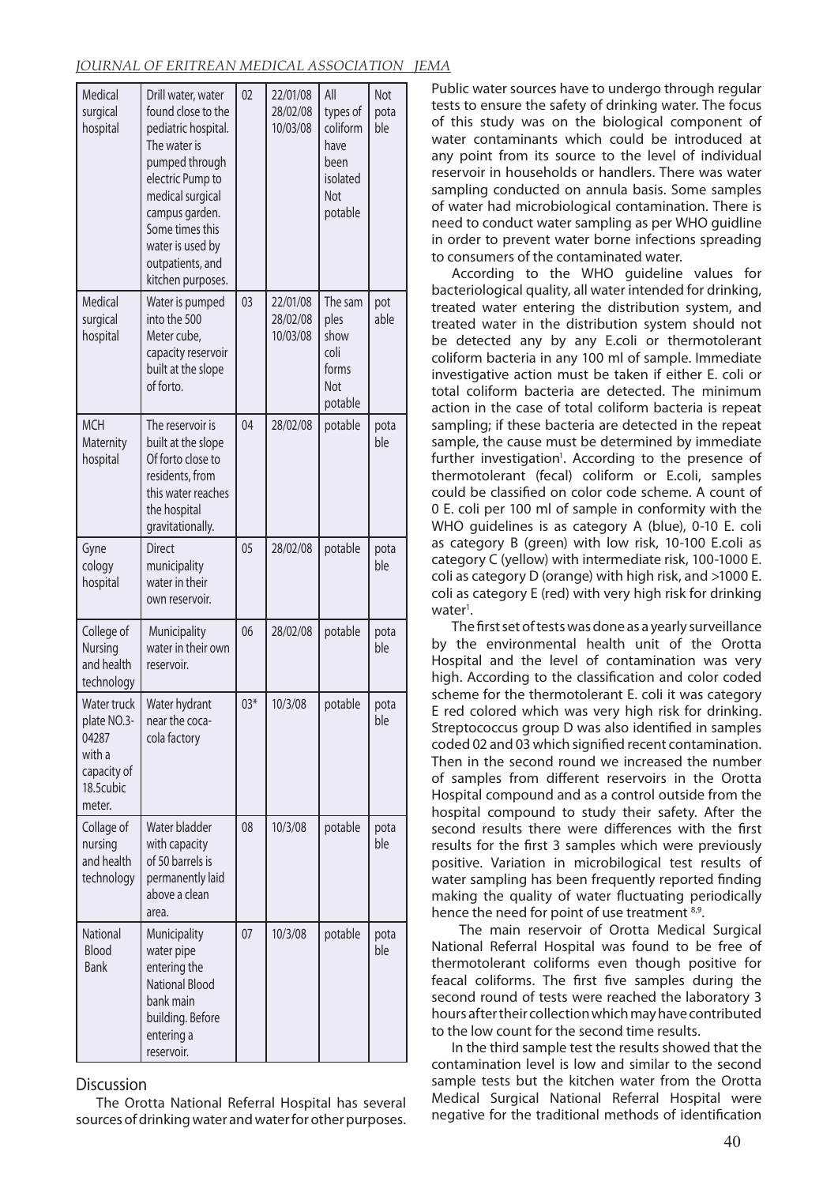| Medical surgical hospital | Drill water, water found close to the pediatric hospital. The water is pumped through electric Pump to medical surgical campus garden. Some times this water is used by outpatients, and kitchen purposes. | 02 | 22/01/08 28/02/08 10/03/08 | All types of coliform have been isolated Not potable | Not pota ble |
|---|---|---|---|---|---|
| Medical surgical hospital | Water is pumped into the 500 Meter cube, capacity reservoir built at the slope of forto. | 03 | 22/01/08 28/02/08 10/03/08 | The sam ples show coli forms Not potable | pot able |
| MCH Maternity hospital | The reservoir is built at the slope Of forto close to residents, from this water reaches the hospital gravitationally. | 04 | 28/02/08 | potable | pota ble |
| Gyne cology hospital | Direct municipality water in their own reservoir. | 05 | 28/02/08 | potable | pota ble |
| College of Nursing and health technology | Municipality water in their own reservoir. | 06 | 28/02/08 | potable | pota ble |
| Water truck plate NO.3-04287 with a capacity of 18.5cubic meter. | Water hydrant near the coca-cola factory | 03* | 10/3/08 | potable | pota ble |
| Collage of nursing and health technology | Water bladder with capacity of 50 barrels is permanently laid above a clean area. | 08 | 10/3/08 | potable | pota ble |
| National Blood Bank | Municipality water pipe entering the National Blood bank main building. Before entering a reservoir. | 07 | 10/3/08 | potable | pota ble |

## Discussion

The Orotta National Referral Hospital has several sources of drinking water and water for other purposes. Public water sources have to undergo through regular tests to ensure the safety of drinking water. The focus of this study was on the biological component of water contaminants which could be introduced at any point from its source to the level of individual reservoir in households or handlers. There was water sampling conducted on annula basis. Some samples of water had microbiological contamination. There is need to conduct water sampling as per WHO guidline in order to prevent water borne infections spreading to consumers of the contaminated water.

According to the WHO guideline values for bacteriological quality, all water intended for drinking, treated water entering the distribution system, and treated water in the distribution system should not be detected any by any E.coli or thermotolerant coliform bacteria in any 100 ml of sample. Immediate investigative action must be taken if either E. coli or total coliform bacteria are detected. The minimum action in the case of total coliform bacteria is repeat sampling; if these bacteria are detected in the repeat sample, the cause must be determined by immediate further investigation[1]. According to the presence of thermotolerant (fecal) coliform or E.coli, samples could be classified on color code scheme. A count of 0 E. coli per 100 ml of sample in conformity with the WHO guidelines is as category A (blue), 0-10 E. coli as category B (green) with low risk, 10-100 E.coli as category C (yellow) with intermediate risk, 100-1000 E. coli as category D (orange) with high risk, and >1000 E. coli as category E (red) with very high risk for drinking water[1].

The first set of tests was done as a yearly surveillance by the environmental health unit of the Orotta Hospital and the level of contamination was very high. According to the classification and color coded scheme for the thermotolerant E. coli it was category E red colored which was very high risk for drinking. Streptococcus group D was also identified in samples coded 02 and 03 which signified recent contamination. Then in the second round we increased the number of samples from different reservoirs in the Orotta Hospital compound and as a control outside from the hospital compound to study their safety. After the second results there were differences with the first results for the first 3 samples which were previously positive. Variation in microbilogical test results of water sampling has been frequently reported finding making the quality of water fluctuating periodically hence the need for point of use treatment [8,9].

The main reservoir of Orotta Medical Surgical National Referral Hospital was found to be free of thermotolerant coliforms even though positive for feacal coliforms. The first five samples during the second round of tests were reached the laboratory 3 hours after their collection which may have contributed to the low count for the second time results.

In the third sample test the results showed that the contamination level is low and similar to the second sample tests but the kitchen water from the Orotta Medical Surgical National Referral Hospital were negative for the traditional methods of identification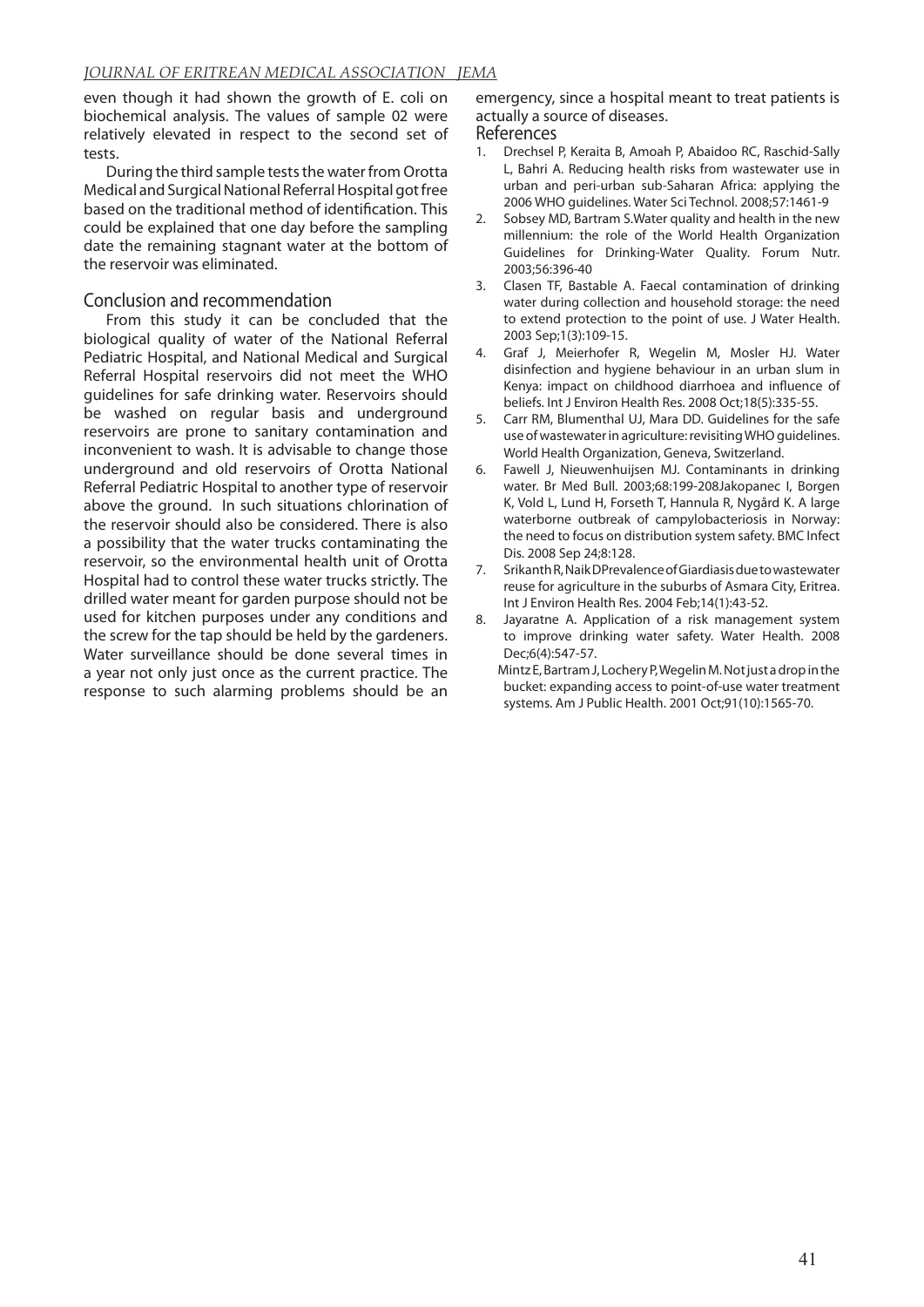even though it had shown the growth of E. coli on biochemical analysis. The values of sample 02 were relatively elevated in respect to the second set of tests.

During the third sample tests the water from Orotta Medical and Surgical National Referral Hospital got free based on the traditional method of identification. This could be explained that one day before the sampling date the remaining stagnant water at the bottom of the reservoir was eliminated.

## Conclusion and recommendation

From this study it can be concluded that the biological quality of water of the National Referral Pediatric Hospital, and National Medical and Surgical Referral Hospital reservoirs did not meet the WHO guidelines for safe drinking water. Reservoirs should be washed on regular basis and underground reservoirs are prone to sanitary contamination and inconvenient to wash. It is advisable to change those underground and old reservoirs of Orotta National Referral Pediatric Hospital to another type of reservoir above the ground. In such situations chlorination of the reservoir should also be considered. There is also a possibility that the water trucks contaminating the reservoir, so the environmental health unit of Orotta Hospital had to control these water trucks strictly. The drilled water meant for garden purpose should not be used for kitchen purposes under any conditions and the screw for the tap should be held by the gardeners. Water surveillance should be done several times in a year not only just once as the current practice. The response to such alarming problems should be an emergency, since a hospital meant to treat patients is actually a source of diseases.

## References

1. Drechsel P, Keraita B, Amoah P, Abaidoo RC, Raschid-Sally L, Bahri A. Reducing health risks from wastewater use in urban and peri-urban sub-Saharan Africa: applying the 2006 WHO guidelines. Water Sci Technol. 2008;57:1461-9
2. Sobsey MD, Bartram S.Water quality and health in the new millennium: the role of the World Health Organization Guidelines for Drinking-Water Quality. Forum Nutr. 2003;56:396-40
3. Clasen TF, Bastable A. Faecal contamination of drinking water during collection and household storage: the need to extend protection to the point of use. J Water Health. 2003 Sep;1(3):109-15.
4. Graf J, Meierhofer R, Wegelin M, Mosler HJ. Water disinfection and hygiene behaviour in an urban slum in Kenya: impact on childhood diarrhoea and influence of beliefs. Int J Environ Health Res. 2008 Oct;18(5):335-55.
5. Carr RM, Blumenthal UJ, Mara DD. Guidelines for the safe use of wastewater in agriculture: revisiting WHO guidelines. World Health Organization, Geneva, Switzerland.
6. Fawell J, Nieuwenhuijsen MJ. Contaminants in drinking water. Br Med Bull. 2003;68:199-208Jakopanec I, Borgen K, Vold L, Lund H, Forseth T, Hannula R, Nygård K. A large waterborne outbreak of campylobacteriosis in Norway: the need to focus on distribution system safety. BMC Infect Dis. 2008 Sep 24;8:128.
7. Srikanth R, Naik DPrevalence of Giardiasis due to wastewater reuse for agriculture in the suburbs of Asmara City, Eritrea. Int J Environ Health Res. 2004 Feb;14(1):43-52.
8. Jayaratne A. Application of a risk management system to improve drinking water safety. Water Health. 2008 Dec;6(4):547-57.

   Mintz E, Bartram J, Lochery P, Wegelin M. Not just a drop in the bucket: expanding access to point-of-use water treatment systems. Am J Public Health. 2001 Oct;91(10):1565-70.